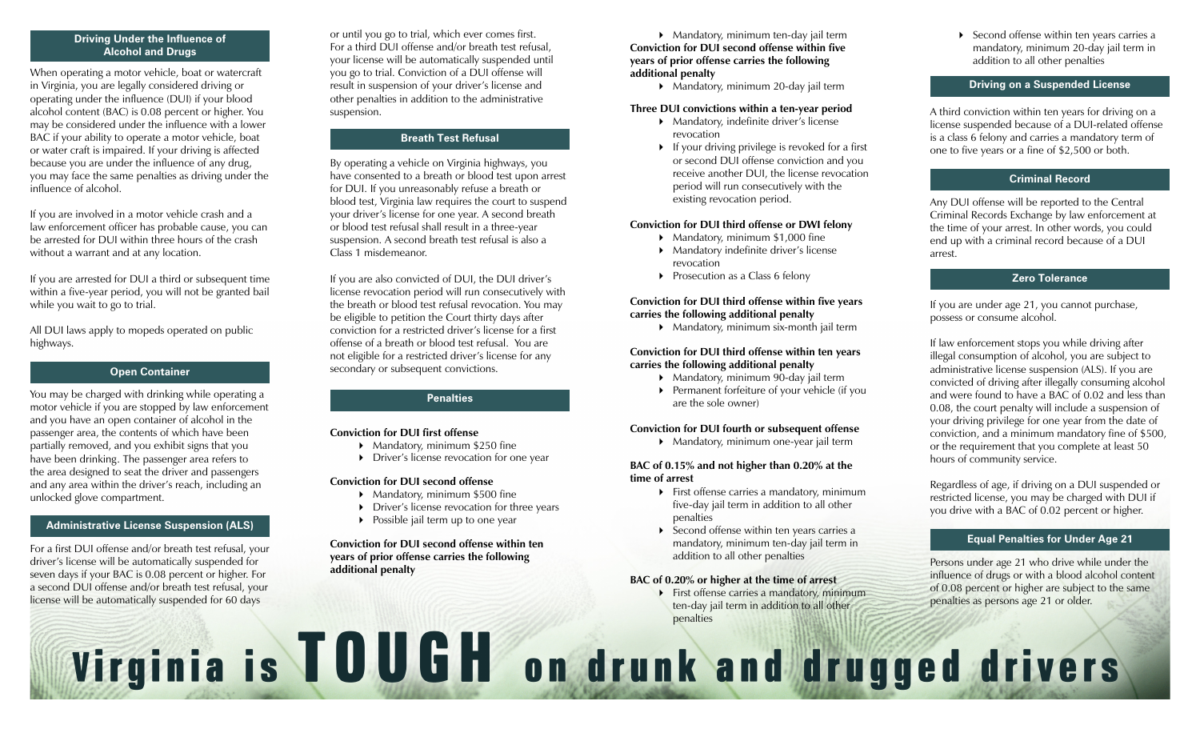## Driving Under the Influence of Alcohol and Drugs

When operating a motor vehicle, boat or watercraft in Virginia, you are legally considered driving or operating under the influence (DUI) if your blood alcohol content (BAC) is 0.08 percent or higher. You may be considered under the influence with a lower BAC if your ability to operate a motor vehicle, boat or water craft is impaired. If your driving is affected because you are under the influence of any drug, you may face the same penalties as driving under the influence of alcohol.

If you are involved in a motor vehicle crash and a law enforcement officer has probable cause, you can be arrested for DUI within three hours of the crash without a warrant and at any location.

If you are arrested for DUI a third or subsequent time within a five-year period, you will not be granted bail while you wait to go to trial.

All DUI laws apply to mopeds operated on public highways.

## Open Container

You may be charged with drinking while operating a motor vehicle if you are stopped by law enforcement and you have an open container of alcohol in the passenger area, the contents of which have been partially removed, and you exhibit signs that you have been drinking. The passenger area refers to the area designed to seat the driver and passengers and any area within the driver's reach, including an unlocked glove compartment.

## Administrative License Suspension (ALS)

For a first DUI offense and/or breath test refusal, your driver's license will be automatically suspended for seven days if your BAC is 0.08 percent or higher. For a second DUI offense and/or breath test refusal, your license will be automatically suspended for 60 days or until you go to trial, which ever comes first. For a third DUI offense and/or breath test refusal, your license will be automatically suspended until you go to trial. Conviction of a DUI offense will result in suspension of your driver's license and other penalties in addition to the administrative suspension.

## Breath Test Refusal

By operating a vehicle on Virginia highways, you have consented to a breath or blood test upon arrest for DUI. If you unreasonably refuse a breath or blood test, Virginia law requires the court to suspend your driver's license for one year. A second breath or blood test refusal shall result in a three-year suspension. A second breath test refusal is also a Class 1 misdemeanor.

If you are also convicted of DUI, the DUI driver's license revocation period will run consecutively with the breath or blood test refusal revocation. You may be eligible to petition the Court thirty days after conviction for a restricted driver's license for a first offense of a breath or blood test refusal. You are not eligible for a restricted driver's license for any secondary or subsequent convictions.

## Penalties

**Conviction for DUI first offense**

- Mandatory, minimum $250 fine
- Driver's license revocation for one year

**Conviction for DUI second offense**

- Mandatory, minimum $500 fine
- Driver's license revocation for three years
- Possible jail term up to one year

**Conviction for DUI second offense within ten years of prior offense carries the following additional penalty**

- Mandatory, minimum ten-day jail term

**Conviction for DUI second offense within five years of prior offense carries the following additional penalty**

- Mandatory, minimum 20-day jail term

**Three DUI convictions within a ten-year period**

- Mandatory, indefinite driver's license revocation
- If your driving privilege is revoked for a first or second DUI offense conviction and you receive another DUI, the license revocation period will run consecutively with the existing revocation period.

**Conviction for DUI third offense or DWI felony**

- Mandatory, minimum $1,000 fine
- Mandatory indefinite driver's license revocation
- Prosecution as a Class 6 felony

**Conviction for DUI third offense within five years carries the following additional penalty**

- Mandatory, minimum six-month jail term

**Conviction for DUI third offense within ten years carries the following additional penalty**

- Mandatory, minimum 90-day jail term
- Permanent forfeiture of your vehicle (if you are the sole owner)

**Conviction for DUI fourth or subsequent offense**

- Mandatory, minimum one-year jail term

**BAC of 0.15% and not higher than 0.20% at the time of arrest**

- First offense carries a mandatory, minimum five-day jail term in addition to all other penalties
- Second offense within ten years carries a mandatory, minimum ten-day jail term in addition to all other penalties

**BAC of 0.20% or higher at the time of arrest**

- First offense carries a mandatory, minimum ten-day jail term in addition to all other penalties
- Second offense within ten years carries a mandatory, minimum 20-day jail term in addition to all other penalties

## Driving on a Suspended License

A third conviction within ten years for driving on a license suspended because of a DUI-related offense is a class 6 felony and carries a mandatory term of one to five years or a fine of $2,500 or both.

## Criminal Record

Any DUI offense will be reported to the Central Criminal Records Exchange by law enforcement at the time of your arrest. In other words, you could end up with a criminal record because of a DUI arrest.

## Zero Tolerance

If you are under age 21, you cannot purchase, possess or consume alcohol.

If law enforcement stops you while driving after illegal consumption of alcohol, you are subject to administrative license suspension (ALS). If you are convicted of driving after illegally consuming alcohol and were found to have a BAC of 0.02 and less than 0.08, the court penalty will include a suspension of your driving privilege for one year from the date of conviction, and a minimum mandatory fine of $500, or the requirement that you complete at least 50 hours of community service.

Regardless of age, if driving on a DUI suspended or restricted license, you may be charged with DUI if you drive with a BAC of 0.02 percent or higher.

## Equal Penalties for Under Age 21

Persons under age 21 who drive while under the influence of drugs or with a blood alcohol content of 0.08 percent or higher are subject to the same penalties as persons age 21 or older.

# Virginia is TOUGH on drunk and drugged drivers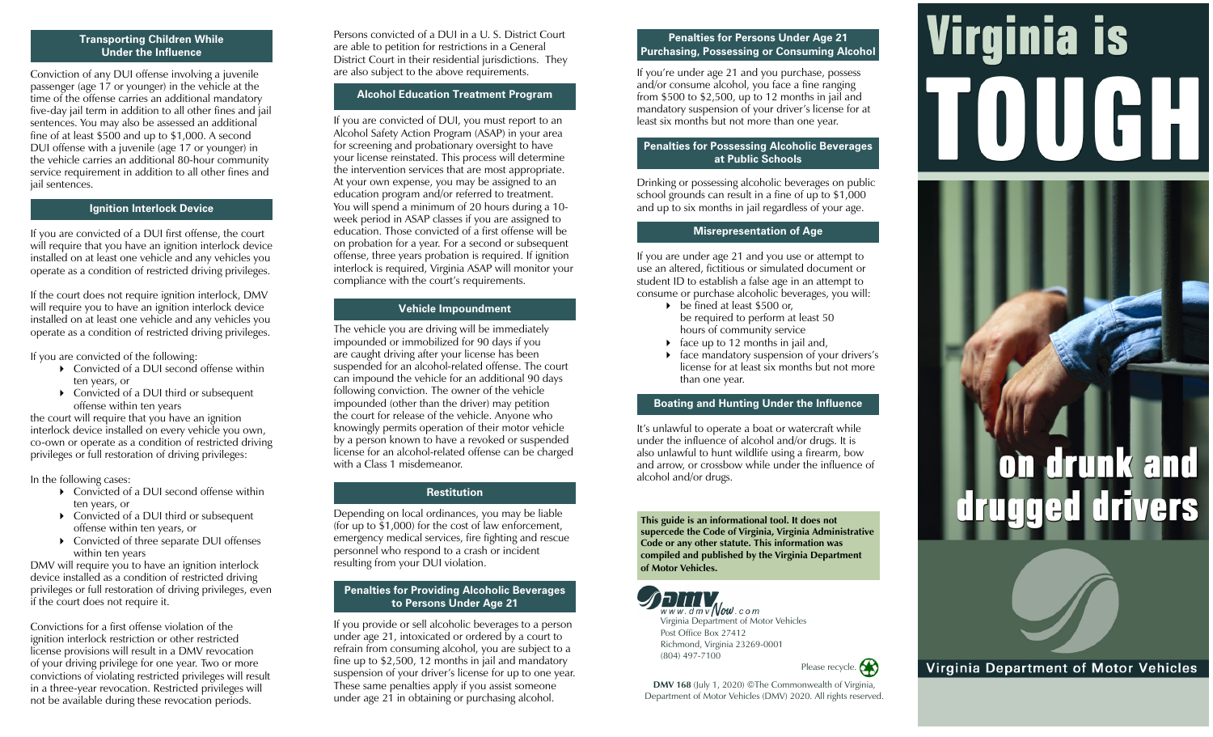## Transporting Children While Under the Influence

Conviction of any DUI offense involving a juvenile passenger (age 17 or younger) in the vehicle at the time of the offense carries an additional mandatory five-day jail term in addition to all other fines and jail sentences. You may also be assessed an additional fine of at least $500 and up to $1,000. A second DUI offense with a juvenile (age 17 or younger) in the vehicle carries an additional 80-hour community service requirement in addition to all other fines and jail sentences.

## Ignition Interlock Device

If you are convicted of a DUI first offense, the court will require that you have an ignition interlock device installed on at least one vehicle and any vehicles you operate as a condition of restricted driving privileges.

If the court does not require ignition interlock, DMV will require you to have an ignition interlock device installed on at least one vehicle and any vehicles you operate as a condition of restricted driving privileges.

If you are convicted of the following:

- Convicted of a DUI second offense within ten years, or
- Convicted of a DUI third or subsequent offense within ten years

the court will require that you have an ignition interlock device installed on every vehicle you own, co-own or operate as a condition of restricted driving privileges or full restoration of driving privileges:

In the following cases:

- Convicted of a DUI second offense within ten years, or
- Convicted of a DUI third or subsequent offense within ten years, or
- Convicted of three separate DUI offenses within ten years

DMV will require you to have an ignition interlock device installed as a condition of restricted driving privileges or full restoration of driving privileges, even if the court does not require it.

Convictions for a first offense violation of the ignition interlock restriction or other restricted license provisions will result in a DMV revocation of your driving privilege for one year. Two or more convictions of violating restricted privileges will result in a three-year revocation. Restricted privileges will not be available during these revocation periods.

Persons convicted of a DUI in a U. S. District Court are able to petition for restrictions in a General District Court in their residential jurisdictions. They are also subject to the above requirements.

## Alcohol Education Treatment Program

If you are convicted of DUI, you must report to an Alcohol Safety Action Program (ASAP) in your area for screening and probationary oversight to have your license reinstated. This process will determine the intervention services that are most appropriate. At your own expense, you may be assigned to an education program and/or referred to treatment. You will spend a minimum of 20 hours during a 10-week period in ASAP classes if you are assigned to education. Those convicted of a first offense will be on probation for a year. For a second or subsequent offense, three years probation is required. If ignition interlock is required, Virginia ASAP will monitor your compliance with the court's requirements.

## Vehicle Impoundment

The vehicle you are driving will be immediately impounded or immobilized for 90 days if you are caught driving after your license has been suspended for an alcohol-related offense. The court can impound the vehicle for an additional 90 days following conviction. The owner of the vehicle impounded (other than the driver) may petition the court for release of the vehicle. Anyone who knowingly permits operation of their motor vehicle by a person known to have a revoked or suspended license for an alcohol-related offense can be charged with a Class 1 misdemeanor.

## Restitution

Depending on local ordinances, you may be liable (for up to $1,000) for the cost of law enforcement, emergency medical services, fire fighting and rescue personnel who respond to a crash or incident resulting from your DUI violation.

## Penalties for Providing Alcoholic Beverages to Persons Under Age 21

If you provide or sell alcoholic beverages to a person under age 21, intoxicated or ordered by a court to refrain from consuming alcohol, you are subject to a fine up to $2,500, 12 months in jail and mandatory suspension of your driver's license for up to one year. These same penalties apply if you assist someone under age 21 in obtaining or purchasing alcohol.

## Penalties for Persons Under Age 21 Purchasing, Possessing or Consuming Alcohol

If you're under age 21 and you purchase, possess and/or consume alcohol, you face a fine ranging from $500 to $2,500, up to 12 months in jail and mandatory suspension of your driver's license for at least six months but not more than one year.

## Penalties for Possessing Alcoholic Beverages at Public Schools

Drinking or possessing alcoholic beverages on public school grounds can result in a fine of up to $1,000 and up to six months in jail regardless of your age.

## Misrepresentation of Age

If you are under age 21 and you use or attempt to use an altered, fictitious or simulated document or student ID to establish a false age in an attempt to consume or purchase alcoholic beverages, you will:

- be fined at least $500 or, be required to perform at least 50 hours of community service
- face up to 12 months in jail and,
- face mandatory suspension of your drivers's license for at least six months but not more than one year.

## Boating and Hunting Under the Influence

It's unlawful to operate a boat or watercraft while under the influence of alcohol and/or drugs. It is also unlawful to hunt wildlife using a firearm, bow and arrow, or crossbow while under the influence of alcohol and/or drugs.

**This guide is an informational tool. It does not supercede the Code of Virginia, Virginia Administrative Code or any other statute. This information was compiled and published by the Virginia Department of Motor Vehicles.**

DMV www.dmvNow.com
Virginia Department of Motor Vehicles
Post Office Box 27412
Richmond, Virginia 23269-0001
(804) 497-7100

Please recycle.

**DMV 168** (July 1, 2020) ©The Commonwealth of Virginia, Department of Motor Vehicles (DMV) 2020. All rights reserved.

# Virginia is TOUGH on drunk and drugged drivers

Virginia Department of Motor Vehicles